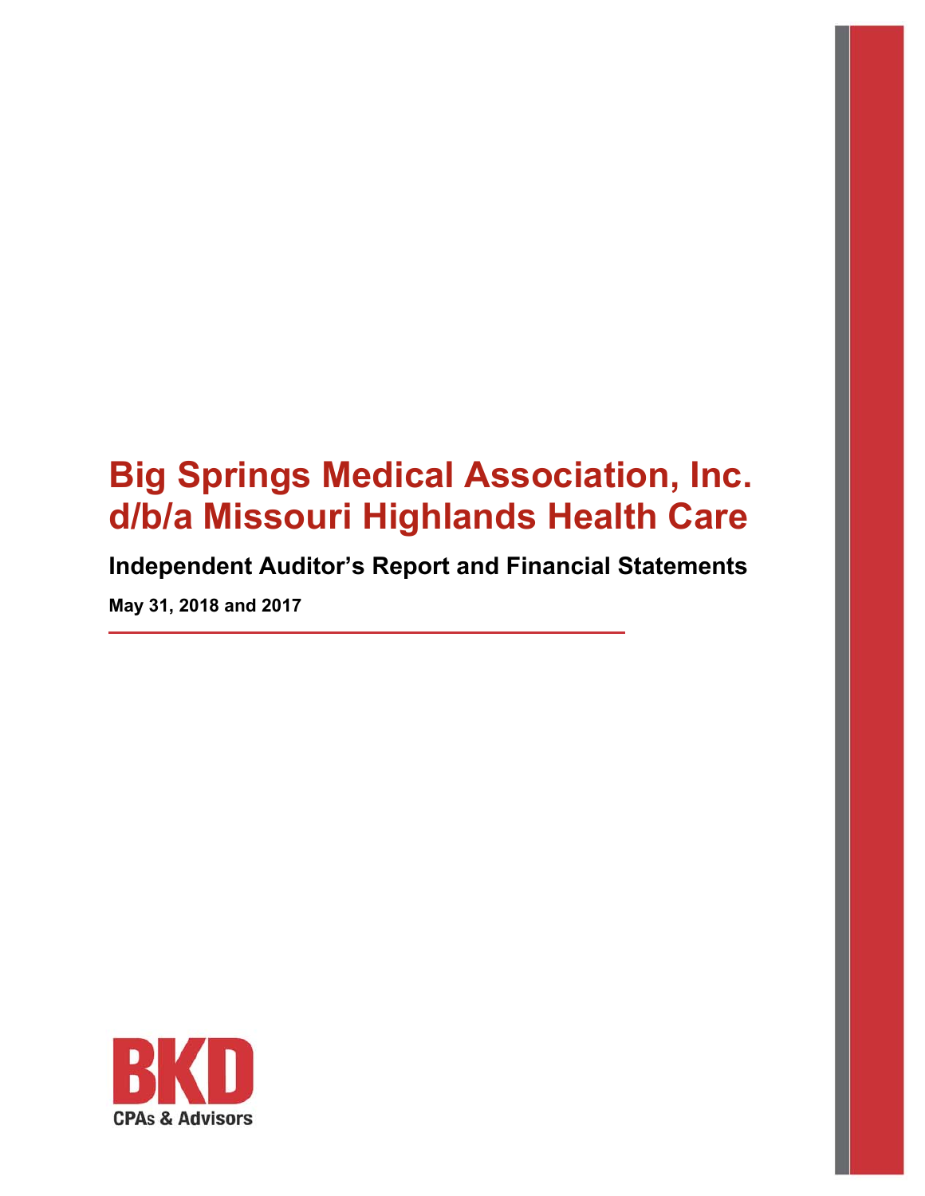# Big Springs Medical Association, Inc. d/b/a Missouri Highlands Health Care

## Independent Auditor's Report and Financial Statements

**May 31, 2018 and 2017**

BKD
CPAs & Advisors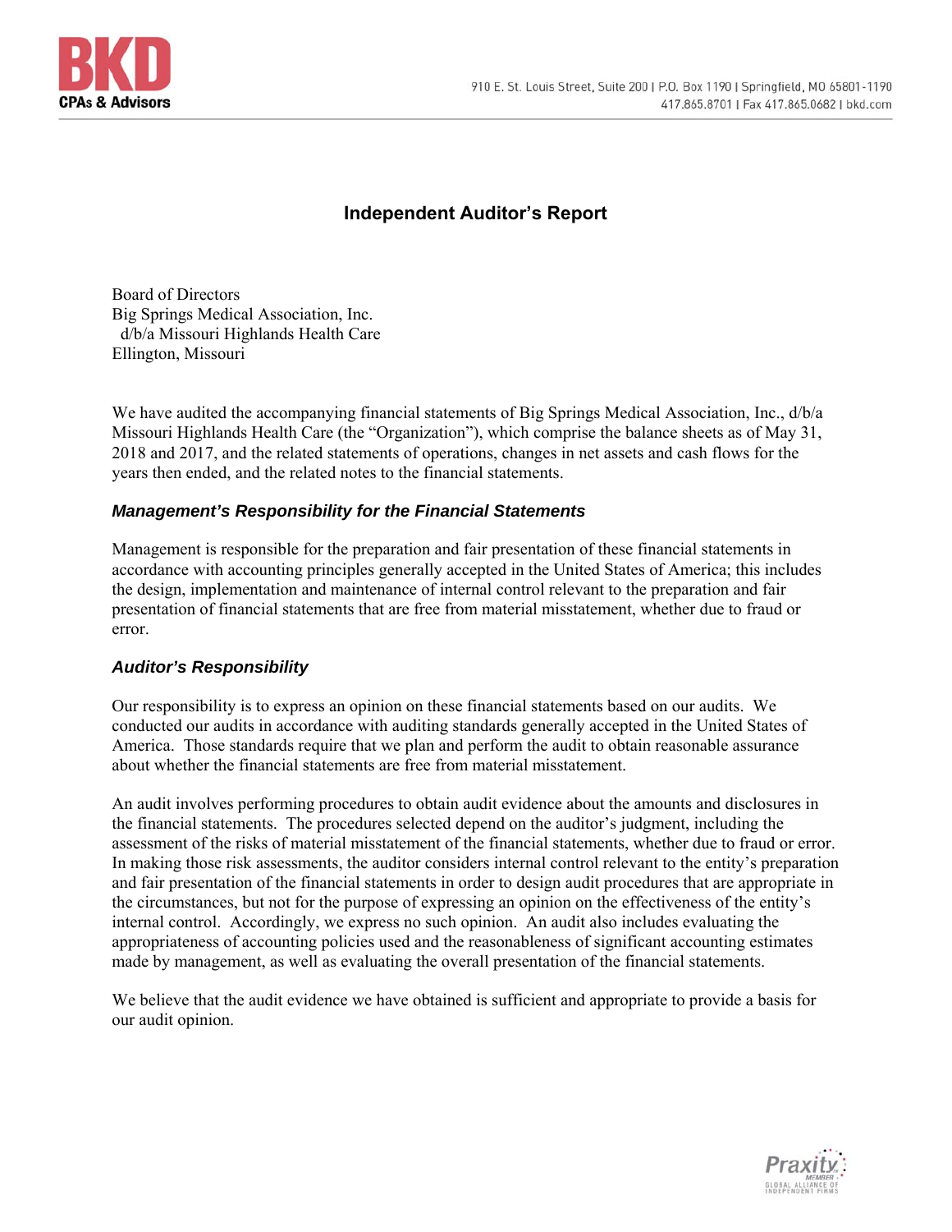# Independent Auditor's Report

Board of Directors
Big Springs Medical Association, Inc.
d/b/a Missouri Highlands Health Care
Ellington, Missouri

We have audited the accompanying financial statements of Big Springs Medical Association, Inc., d/b/a Missouri Highlands Health Care (the "Organization"), which comprise the balance sheets as of May 31, 2018 and 2017, and the related statements of operations, changes in net assets and cash flows for the years then ended, and the related notes to the financial statements.

### *Management's Responsibility for the Financial Statements*

Management is responsible for the preparation and fair presentation of these financial statements in accordance with accounting principles generally accepted in the United States of America; this includes the design, implementation and maintenance of internal control relevant to the preparation and fair presentation of financial statements that are free from material misstatement, whether due to fraud or error.

### *Auditor's Responsibility*

Our responsibility is to express an opinion on these financial statements based on our audits. We conducted our audits in accordance with auditing standards generally accepted in the United States of America. Those standards require that we plan and perform the audit to obtain reasonable assurance about whether the financial statements are free from material misstatement.

An audit involves performing procedures to obtain audit evidence about the amounts and disclosures in the financial statements. The procedures selected depend on the auditor's judgment, including the assessment of the risks of material misstatement of the financial statements, whether due to fraud or error. In making those risk assessments, the auditor considers internal control relevant to the entity's preparation and fair presentation of the financial statements in order to design audit procedures that are appropriate in the circumstances, but not for the purpose of expressing an opinion on the effectiveness of the entity's internal control. Accordingly, we express no such opinion. An audit also includes evaluating the appropriateness of accounting policies used and the reasonableness of significant accounting estimates made by management, as well as evaluating the overall presentation of the financial statements.

We believe that the audit evidence we have obtained is sufficient and appropriate to provide a basis for our audit opinion.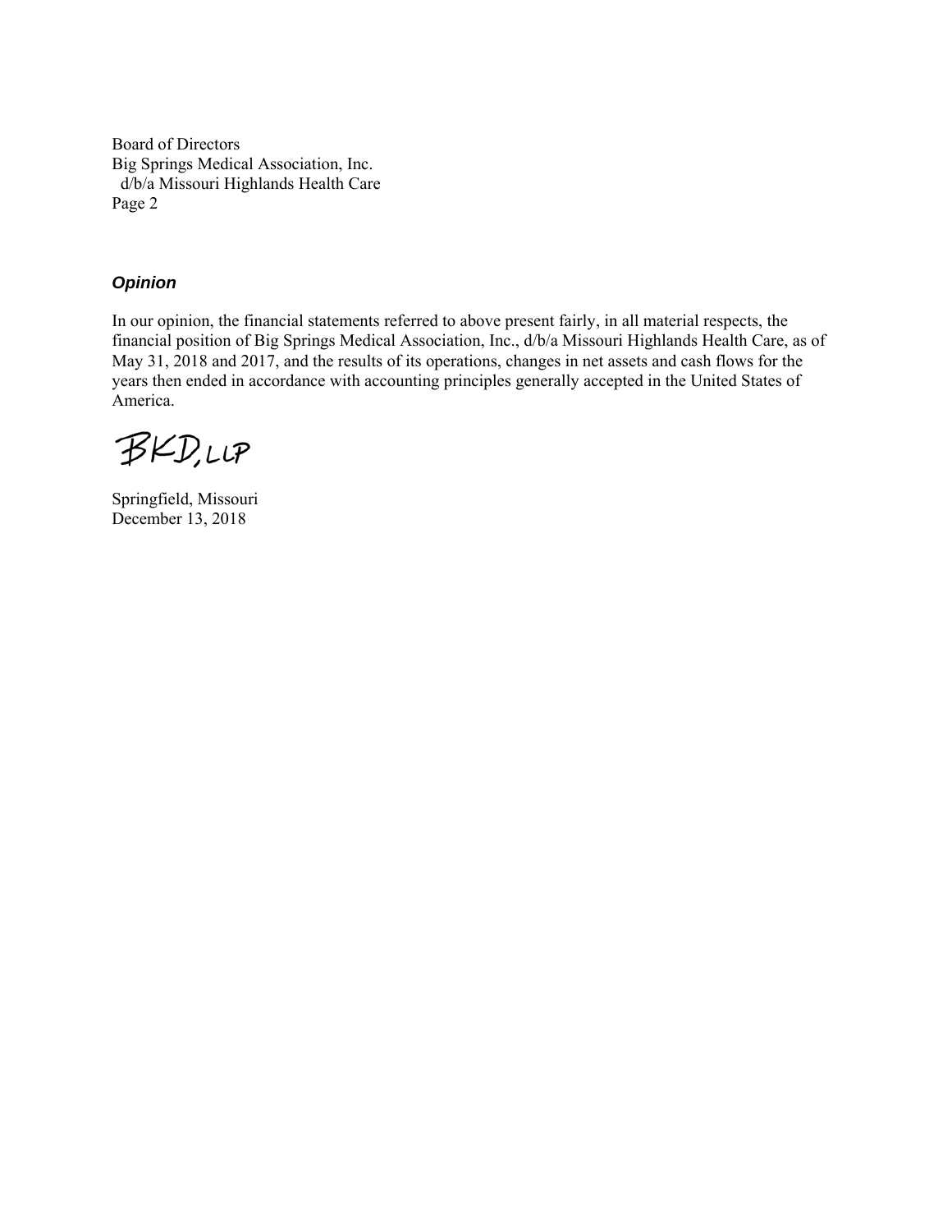Board of Directors
Big Springs Medical Association, Inc.
d/b/a Missouri Highlands Health Care

### *Opinion*

In our opinion, the financial statements referred to above present fairly, in all material respects, the financial position of Big Springs Medical Association, Inc., d/b/a Missouri Highlands Health Care, as of May 31, 2018 and 2017, and the results of its operations, changes in net assets and cash flows for the years then ended in accordance with accounting principles generally accepted in the United States of America.

BKD, LLP

Springfield, Missouri
December 13, 2018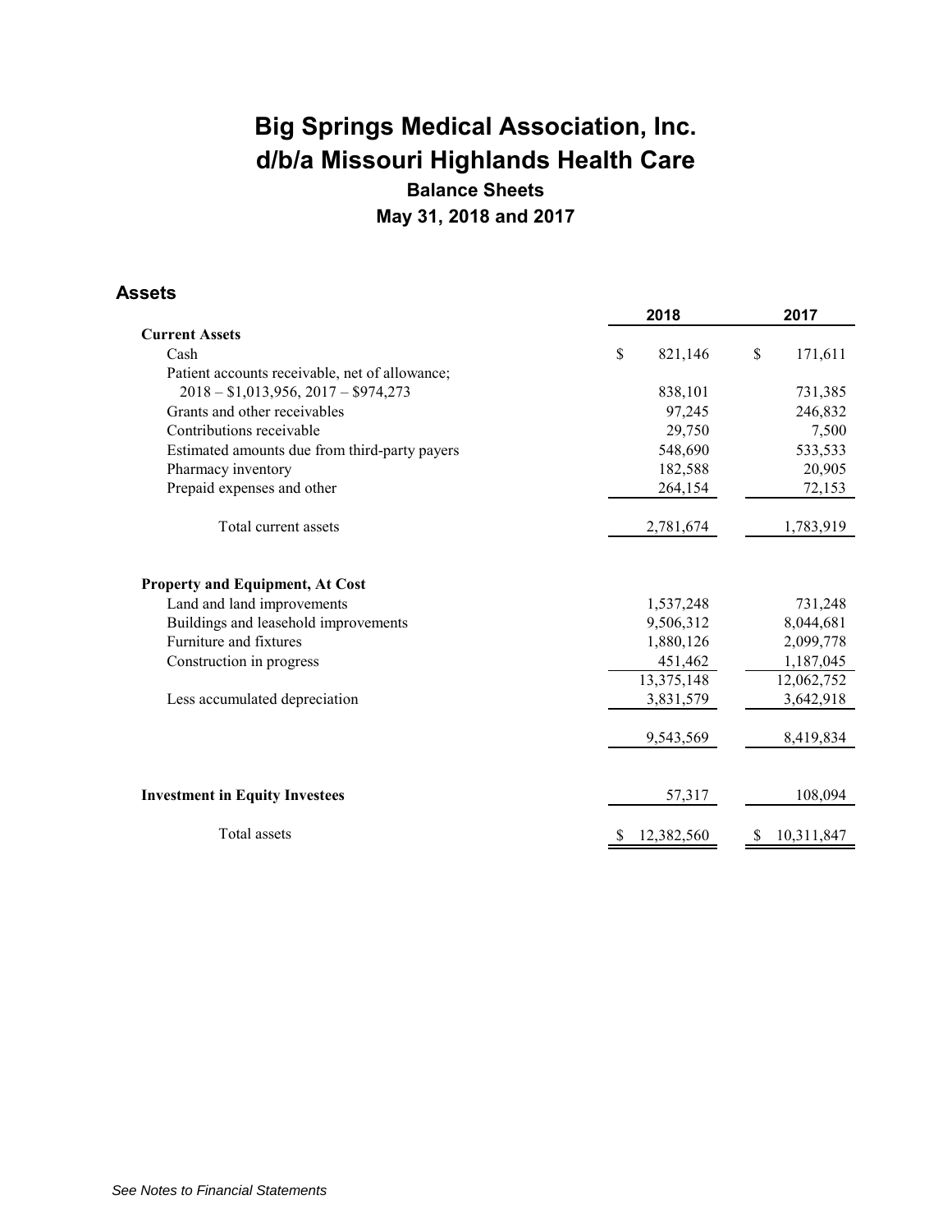# Big Springs Medical Association, Inc.
# d/b/a Missouri Highlands Health Care

## Balance Sheets

## May 31, 2018 and 2017

### Assets

| | 2018 | 2017 |
|---|---|---|
| **Current Assets** | | |
| Cash | $ 821,146 | $ 171,611 |
| Patient accounts receivable, net of allowance; 2018 – $1,013,956, 2017 – $974,273 | 838,101 | 731,385 |
| Grants and other receivables | 97,245 | 246,832 |
| Contributions receivable | 29,750 | 7,500 |
| Estimated amounts due from third-party payers | 548,690 | 533,533 |
| Pharmacy inventory | 182,588 | 20,905 |
| Prepaid expenses and other | 264,154 | 72,153 |
| Total current assets | 2,781,674 | 1,783,919 |
| **Property and Equipment, At Cost** | | |
| Land and land improvements | 1,537,248 | 731,248 |
| Buildings and leasehold improvements | 9,506,312 | 8,044,681 |
| Furniture and fixtures | 1,880,126 | 2,099,778 |
| Construction in progress | 451,462 | 1,187,045 |
| | 13,375,148 | 12,062,752 |
| Less accumulated depreciation | 3,831,579 | 3,642,918 |
| | 9,543,569 | 8,419,834 |
| **Investment in Equity Investees** | 57,317 | 108,094 |
| Total assets | $ 12,382,560 | $ 10,311,847 |

*See Notes to Financial Statements*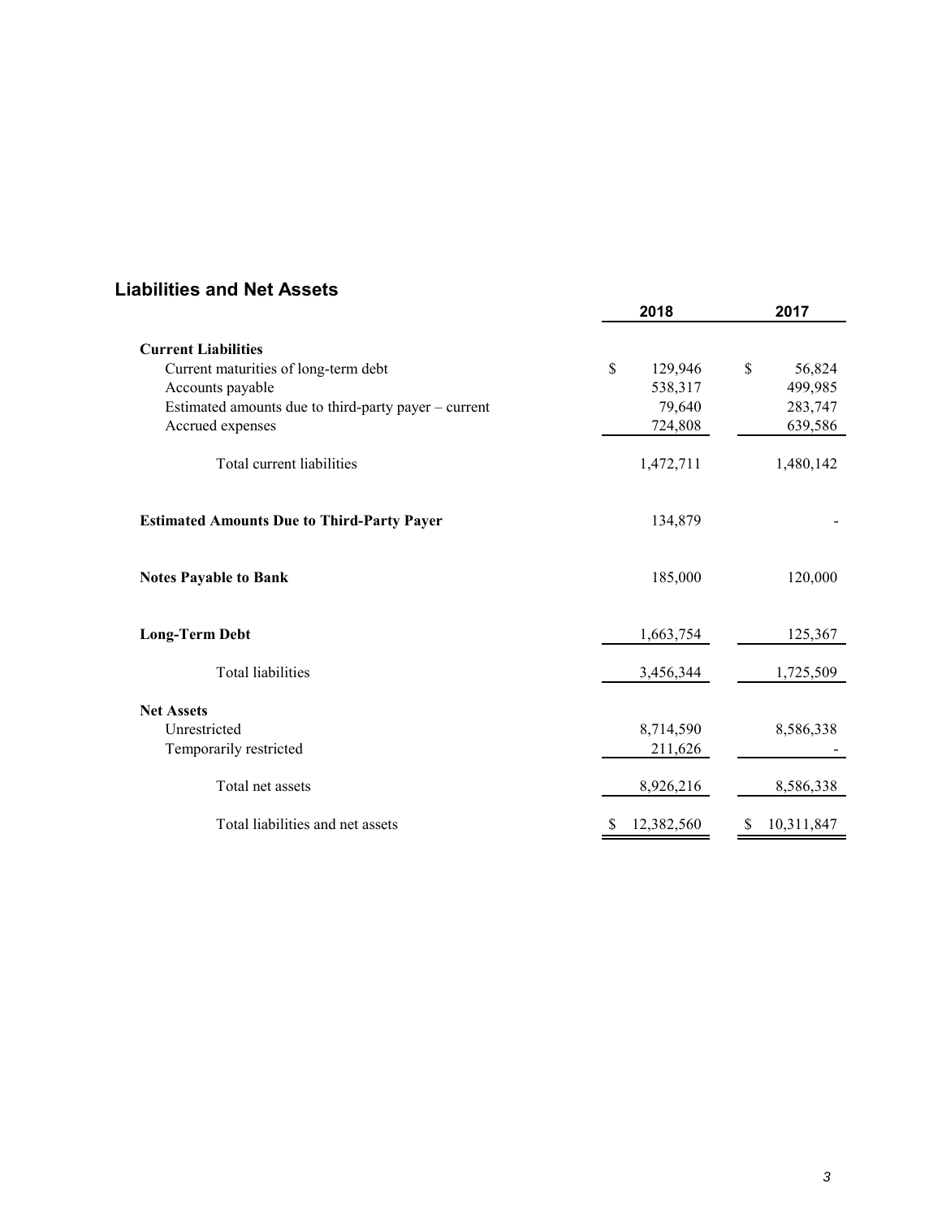## Liabilities and Net Assets

| | 2018 | 2017 |
|---|---|---|
| **Current Liabilities** | | |
| Current maturities of long-term debt | $ 129,946 | $ 56,824 |
| Accounts payable | 538,317 | 499,985 |
| Estimated amounts due to third-party payer – current | 79,640 | 283,747 |
| Accrued expenses | 724,808 | 639,586 |
| Total current liabilities | 1,472,711 | 1,480,142 |
| **Estimated Amounts Due to Third-Party Payer** | 134,879 | - |
| **Notes Payable to Bank** | 185,000 | 120,000 |
| **Long-Term Debt** | 1,663,754 | 125,367 |
| Total liabilities | 3,456,344 | 1,725,509 |
| **Net Assets** | | |
| Unrestricted | 8,714,590 | 8,586,338 |
| Temporarily restricted | 211,626 | - |
| Total net assets | 8,926,216 | 8,586,338 |
| Total liabilities and net assets | $ 12,382,560 | $ 10,311,847 |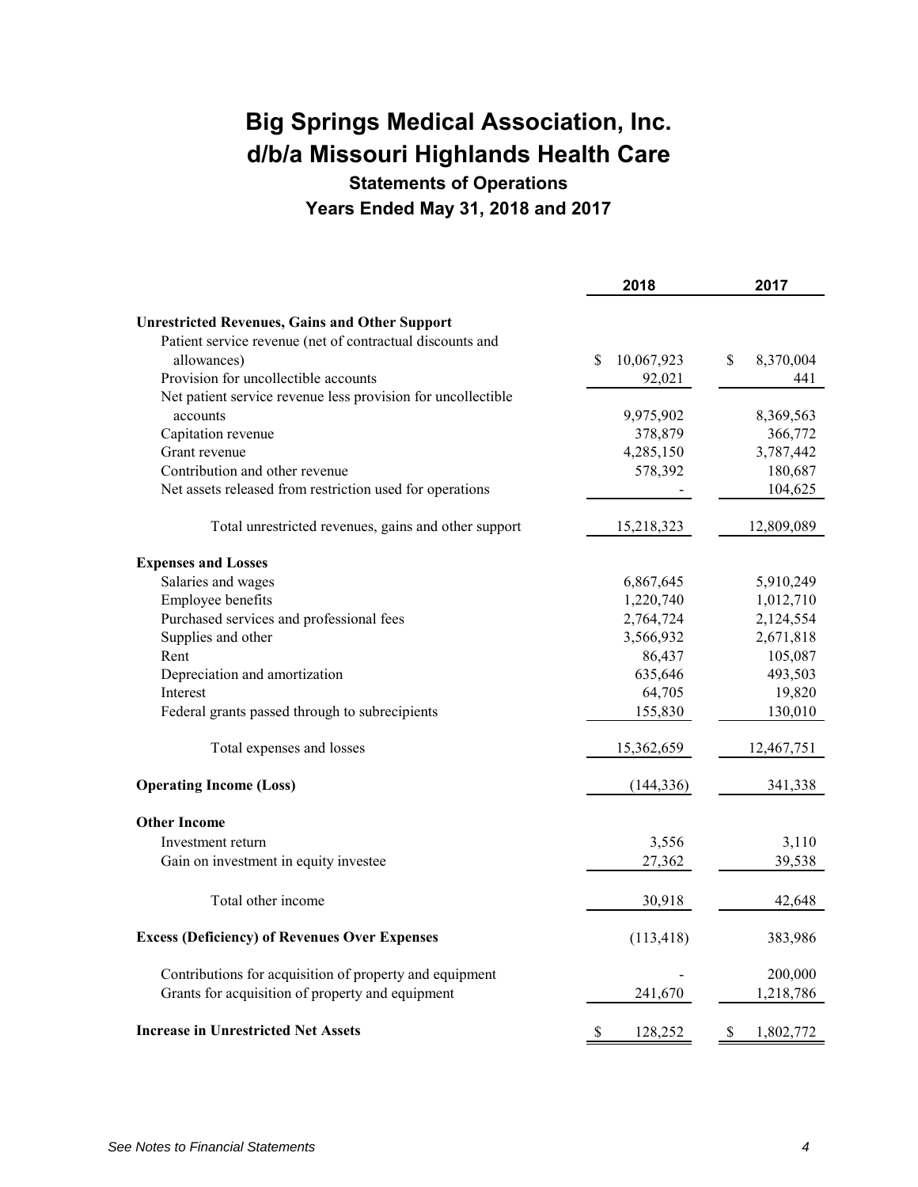# Big Springs Medical Association, Inc.
# d/b/a Missouri Highlands Health Care

### Statements of Operations
### Years Ended May 31, 2018 and 2017

| | 2018 | 2017 |
|---|---|---|
| **Unrestricted Revenues, Gains and Other Support** | | |
| Patient service revenue (net of contractual discounts and allowances) | $ 10,067,923 | $ 8,370,004 |
| Provision for uncollectible accounts | 92,021 | 441 |
| Net patient service revenue less provision for uncollectible accounts | 9,975,902 | 8,369,563 |
| Capitation revenue | 378,879 | 366,772 |
| Grant revenue | 4,285,150 | 3,787,442 |
| Contribution and other revenue | 578,392 | 180,687 |
| Net assets released from restriction used for operations | - | 104,625 |
| Total unrestricted revenues, gains and other support | 15,218,323 | 12,809,089 |
| **Expenses and Losses** | | |
| Salaries and wages | 6,867,645 | 5,910,249 |
| Employee benefits | 1,220,740 | 1,012,710 |
| Purchased services and professional fees | 2,764,724 | 2,124,554 |
| Supplies and other | 3,566,932 | 2,671,818 |
| Rent | 86,437 | 105,087 |
| Depreciation and amortization | 635,646 | 493,503 |
| Interest | 64,705 | 19,820 |
| Federal grants passed through to subrecipients | 155,830 | 130,010 |
| Total expenses and losses | 15,362,659 | 12,467,751 |
| **Operating Income (Loss)** | (144,336) | 341,338 |
| **Other Income** | | |
| Investment return | 3,556 | 3,110 |
| Gain on investment in equity investee | 27,362 | 39,538 |
| Total other income | 30,918 | 42,648 |
| **Excess (Deficiency) of Revenues Over Expenses** | (113,418) | 383,986 |
| Contributions for acquisition of property and equipment | - | 200,000 |
| Grants for acquisition of property and equipment | 241,670 | 1,218,786 |
| **Increase in Unrestricted Net Assets** | $ 128,252 | $ 1,802,772 |

*See Notes to Financial Statements*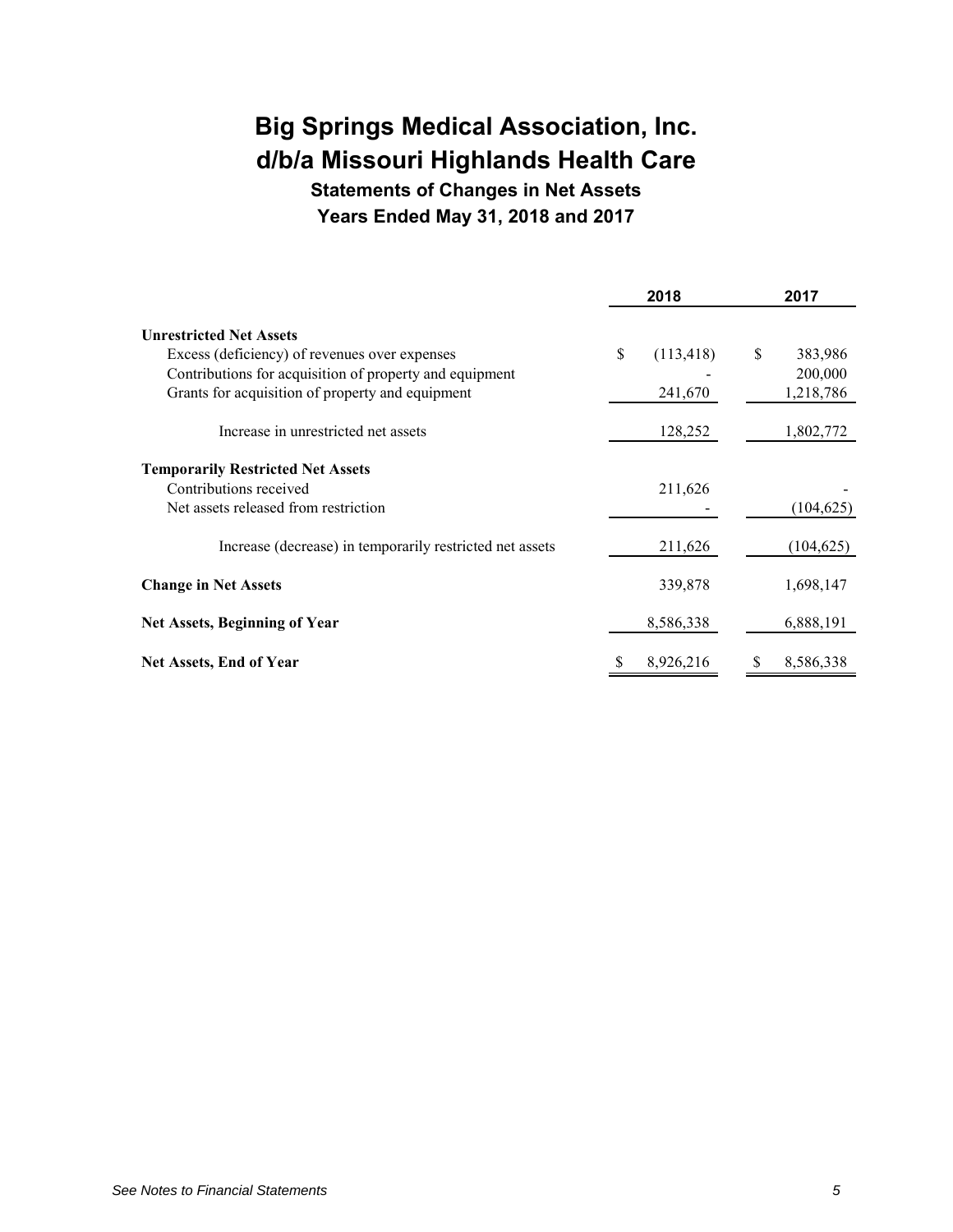# Big Springs Medical Association, Inc.
# d/b/a Missouri Highlands Health Care

## Statements of Changes in Net Assets
## Years Ended May 31, 2018 and 2017

| | 2018 | 2017 |
|---|---|---|
| **Unrestricted Net Assets** | | |
| Excess (deficiency) of revenues over expenses | $ (113,418) | $ 383,986 |
| Contributions for acquisition of property and equipment | - | 200,000 |
| Grants for acquisition of property and equipment | 241,670 | 1,218,786 |
| Increase in unrestricted net assets | 128,252 | 1,802,772 |
| **Temporarily Restricted Net Assets** | | |
| Contributions received | 211,626 | - |
| Net assets released from restriction | - | (104,625) |
| Increase (decrease) in temporarily restricted net assets | 211,626 | (104,625) |
| **Change in Net Assets** | 339,878 | 1,698,147 |
| **Net Assets, Beginning of Year** | 8,586,338 | 6,888,191 |
| **Net Assets, End of Year** | $ 8,926,216 | $ 8,586,338 |

*See Notes to Financial Statements*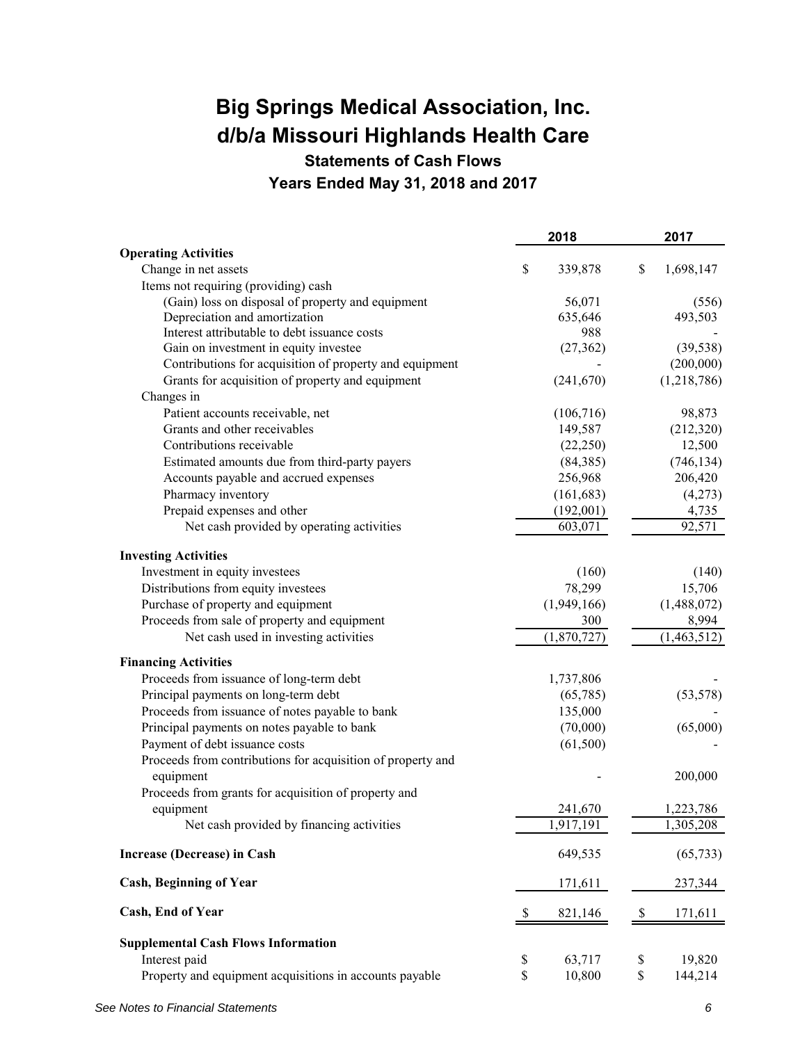# Big Springs Medical Association, Inc. d/b/a Missouri Highlands Health Care

## Statements of Cash Flows

### Years Ended May 31, 2018 and 2017

| | 2018 | 2017 |
|---|---|---|
| **Operating Activities** | | |
| Change in net assets | $ 339,878 | $ 1,698,147 |
| Items not requiring (providing) cash | | |
| (Gain) loss on disposal of property and equipment | 56,071 | (556) |
| Depreciation and amortization | 635,646 | 493,503 |
| Interest attributable to debt issuance costs | 988 | - |
| Gain on investment in equity investee | (27,362) | (39,538) |
| Contributions for acquisition of property and equipment | - | (200,000) |
| Grants for acquisition of property and equipment | (241,670) | (1,218,786) |
| Changes in | | |
| Patient accounts receivable, net | (106,716) | 98,873 |
| Grants and other receivables | 149,587 | (212,320) |
| Contributions receivable | (22,250) | 12,500 |
| Estimated amounts due from third-party payers | (84,385) | (746,134) |
| Accounts payable and accrued expenses | 256,968 | 206,420 |
| Pharmacy inventory | (161,683) | (4,273) |
| Prepaid expenses and other | (192,001) | 4,735 |
| Net cash provided by operating activities | 603,071 | 92,571 |
| **Investing Activities** | | |
| Investment in equity investees | (160) | (140) |
| Distributions from equity investees | 78,299 | 15,706 |
| Purchase of property and equipment | (1,949,166) | (1,488,072) |
| Proceeds from sale of property and equipment | 300 | 8,994 |
| Net cash used in investing activities | (1,870,727) | (1,463,512) |
| **Financing Activities** | | |
| Proceeds from issuance of long-term debt | 1,737,806 | - |
| Principal payments on long-term debt | (65,785) | (53,578) |
| Proceeds from issuance of notes payable to bank | 135,000 | - |
| Principal payments on notes payable to bank | (70,000) | (65,000) |
| Payment of debt issuance costs | (61,500) | - |
| Proceeds from contributions for acquisition of property and equipment | - | 200,000 |
| Proceeds from grants for acquisition of property and equipment | 241,670 | 1,223,786 |
| Net cash provided by financing activities | 1,917,191 | 1,305,208 |
| **Increase (Decrease) in Cash** | 649,535 | (65,733) |
| **Cash, Beginning of Year** | 171,611 | 237,344 |
| **Cash, End of Year** | $ 821,146 | $ 171,611 |
| **Supplemental Cash Flows Information** | | |
| Interest paid | $ 63,717 | $ 19,820 |
| Property and equipment acquisitions in accounts payable | $ 10,800 | $ 144,214 |

*See Notes to Financial Statements*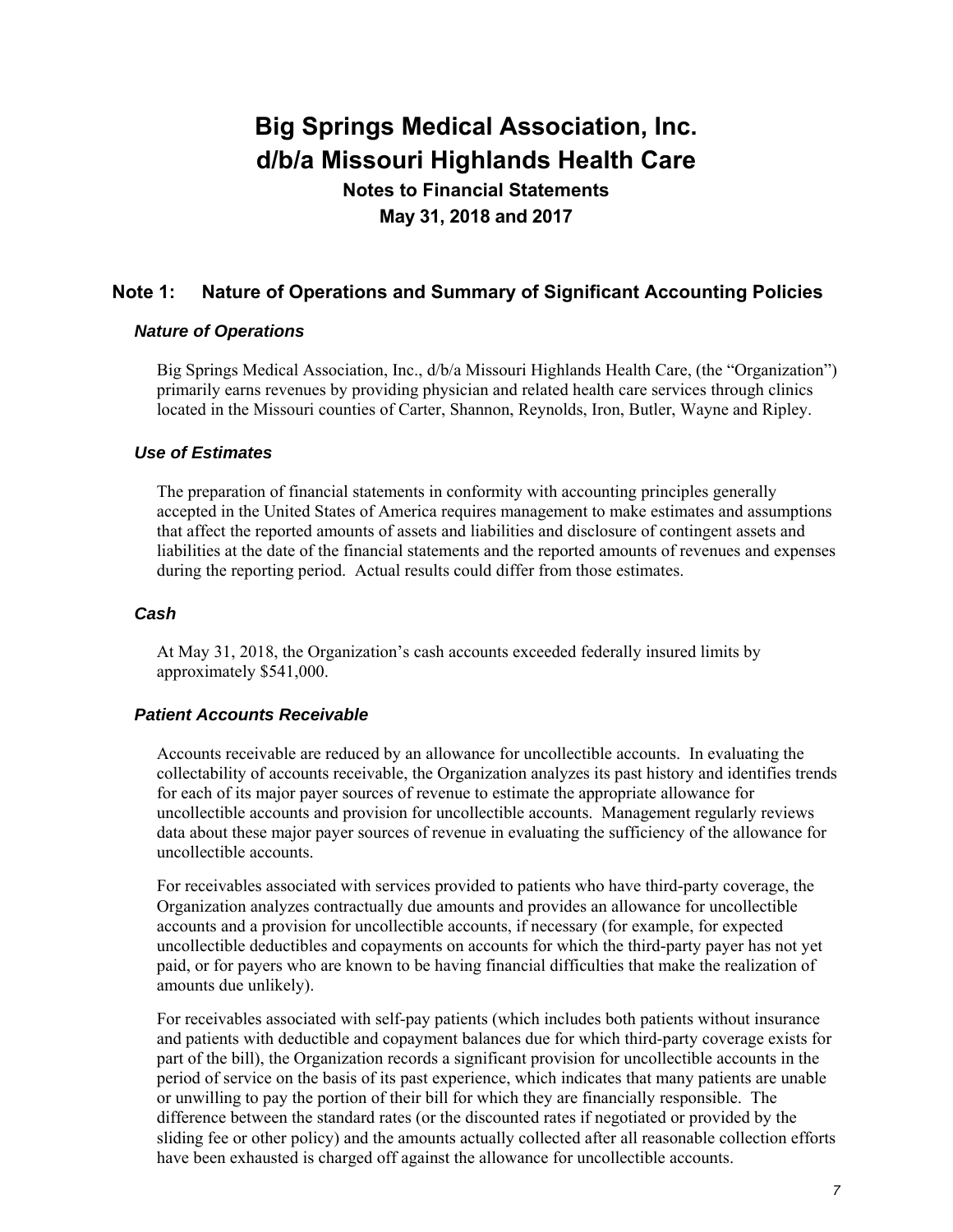# Big Springs Medical Association, Inc.
# d/b/a Missouri Highlands Health Care

**Notes to Financial Statements**

**May 31, 2018 and 2017**

## Note 1: Nature of Operations and Summary of Significant Accounting Policies

### *Nature of Operations*

Big Springs Medical Association, Inc., d/b/a Missouri Highlands Health Care, (the "Organization") primarily earns revenues by providing physician and related health care services through clinics located in the Missouri counties of Carter, Shannon, Reynolds, Iron, Butler, Wayne and Ripley.

### *Use of Estimates*

The preparation of financial statements in conformity with accounting principles generally accepted in the United States of America requires management to make estimates and assumptions that affect the reported amounts of assets and liabilities and disclosure of contingent assets and liabilities at the date of the financial statements and the reported amounts of revenues and expenses during the reporting period. Actual results could differ from those estimates.

### *Cash*

At May 31, 2018, the Organization's cash accounts exceeded federally insured limits by approximately $541,000.

### *Patient Accounts Receivable*

Accounts receivable are reduced by an allowance for uncollectible accounts. In evaluating the collectability of accounts receivable, the Organization analyzes its past history and identifies trends for each of its major payer sources of revenue to estimate the appropriate allowance for uncollectible accounts and provision for uncollectible accounts. Management regularly reviews data about these major payer sources of revenue in evaluating the sufficiency of the allowance for uncollectible accounts.

For receivables associated with services provided to patients who have third-party coverage, the Organization analyzes contractually due amounts and provides an allowance for uncollectible accounts and a provision for uncollectible accounts, if necessary (for example, for expected uncollectible deductibles and copayments on accounts for which the third-party payer has not yet paid, or for payers who are known to be having financial difficulties that make the realization of amounts due unlikely).

For receivables associated with self-pay patients (which includes both patients without insurance and patients with deductible and copayment balances due for which third-party coverage exists for part of the bill), the Organization records a significant provision for uncollectible accounts in the period of service on the basis of its past experience, which indicates that many patients are unable or unwilling to pay the portion of their bill for which they are financially responsible. The difference between the standard rates (or the discounted rates if negotiated or provided by the sliding fee or other policy) and the amounts actually collected after all reasonable collection efforts have been exhausted is charged off against the allowance for uncollectible accounts.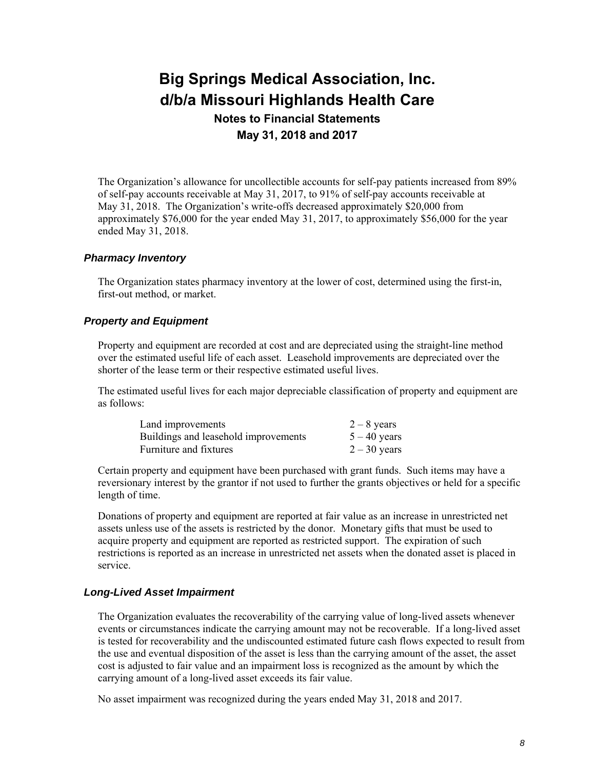The Organization's allowance for uncollectible accounts for self-pay patients increased from 89% of self-pay accounts receivable at May 31, 2017, to 91% of self-pay accounts receivable at May 31, 2018. The Organization's write-offs decreased approximately $20,000 from approximately $76,000 for the year ended May 31, 2017, to approximately $56,000 for the year ended May 31, 2018.

### *Pharmacy Inventory*

The Organization states pharmacy inventory at the lower of cost, determined using the first-in, first-out method, or market.

### *Property and Equipment*

Property and equipment are recorded at cost and are depreciated using the straight-line method over the estimated useful life of each asset. Leasehold improvements are depreciated over the shorter of the lease term or their respective estimated useful lives.

The estimated useful lives for each major depreciable classification of property and equipment are as follows:

| | |
|---|---|
| Land improvements | 2 – 8 years |
| Buildings and leasehold improvements | 5 – 40 years |
| Furniture and fixtures | 2 – 30 years |

Certain property and equipment have been purchased with grant funds. Such items may have a reversionary interest by the grantor if not used to further the grants objectives or held for a specific length of time.

Donations of property and equipment are reported at fair value as an increase in unrestricted net assets unless use of the assets is restricted by the donor. Monetary gifts that must be used to acquire property and equipment are reported as restricted support. The expiration of such restrictions is reported as an increase in unrestricted net assets when the donated asset is placed in service.

### *Long-Lived Asset Impairment*

The Organization evaluates the recoverability of the carrying value of long-lived assets whenever events or circumstances indicate the carrying amount may not be recoverable. If a long-lived asset is tested for recoverability and the undiscounted estimated future cash flows expected to result from the use and eventual disposition of the asset is less than the carrying amount of the asset, the asset cost is adjusted to fair value and an impairment loss is recognized as the amount by which the carrying amount of a long-lived asset exceeds its fair value.

No asset impairment was recognized during the years ended May 31, 2018 and 2017.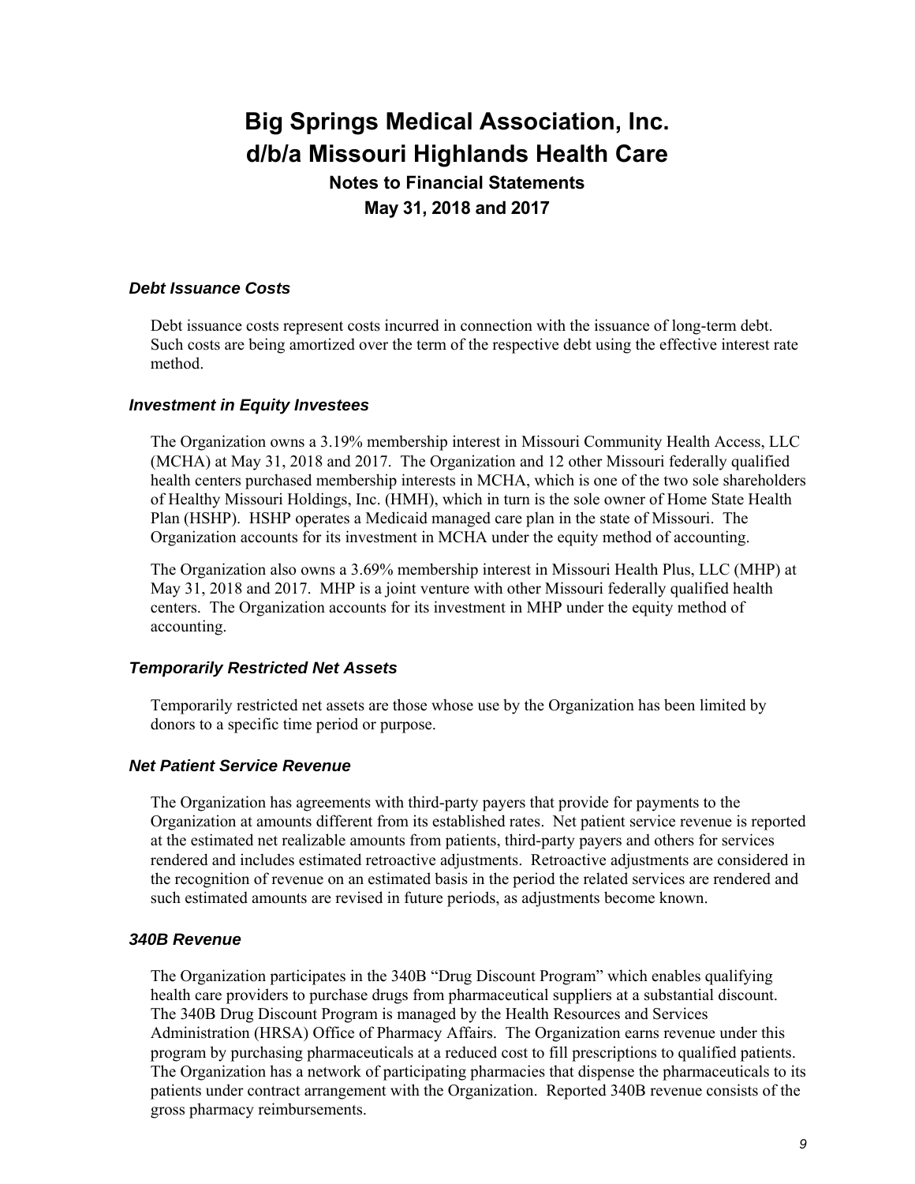# Big Springs Medical Association, Inc.
# d/b/a Missouri Highlands Health Care

**Notes to Financial Statements**
**May 31, 2018 and 2017**

### *Debt Issuance Costs*

Debt issuance costs represent costs incurred in connection with the issuance of long-term debt. Such costs are being amortized over the term of the respective debt using the effective interest rate method.

### *Investment in Equity Investees*

The Organization owns a 3.19% membership interest in Missouri Community Health Access, LLC (MCHA) at May 31, 2018 and 2017. The Organization and 12 other Missouri federally qualified health centers purchased membership interests in MCHA, which is one of the two sole shareholders of Healthy Missouri Holdings, Inc. (HMH), which in turn is the sole owner of Home State Health Plan (HSHP). HSHP operates a Medicaid managed care plan in the state of Missouri. The Organization accounts for its investment in MCHA under the equity method of accounting.

The Organization also owns a 3.69% membership interest in Missouri Health Plus, LLC (MHP) at May 31, 2018 and 2017. MHP is a joint venture with other Missouri federally qualified health centers. The Organization accounts for its investment in MHP under the equity method of accounting.

### *Temporarily Restricted Net Assets*

Temporarily restricted net assets are those whose use by the Organization has been limited by donors to a specific time period or purpose.

### *Net Patient Service Revenue*

The Organization has agreements with third-party payers that provide for payments to the Organization at amounts different from its established rates. Net patient service revenue is reported at the estimated net realizable amounts from patients, third-party payers and others for services rendered and includes estimated retroactive adjustments. Retroactive adjustments are considered in the recognition of revenue on an estimated basis in the period the related services are rendered and such estimated amounts are revised in future periods, as adjustments become known.

### *340B Revenue*

The Organization participates in the 340B "Drug Discount Program" which enables qualifying health care providers to purchase drugs from pharmaceutical suppliers at a substantial discount. The 340B Drug Discount Program is managed by the Health Resources and Services Administration (HRSA) Office of Pharmacy Affairs. The Organization earns revenue under this program by purchasing pharmaceuticals at a reduced cost to fill prescriptions to qualified patients. The Organization has a network of participating pharmacies that dispense the pharmaceuticals to its patients under contract arrangement with the Organization. Reported 340B revenue consists of the gross pharmacy reimbursements.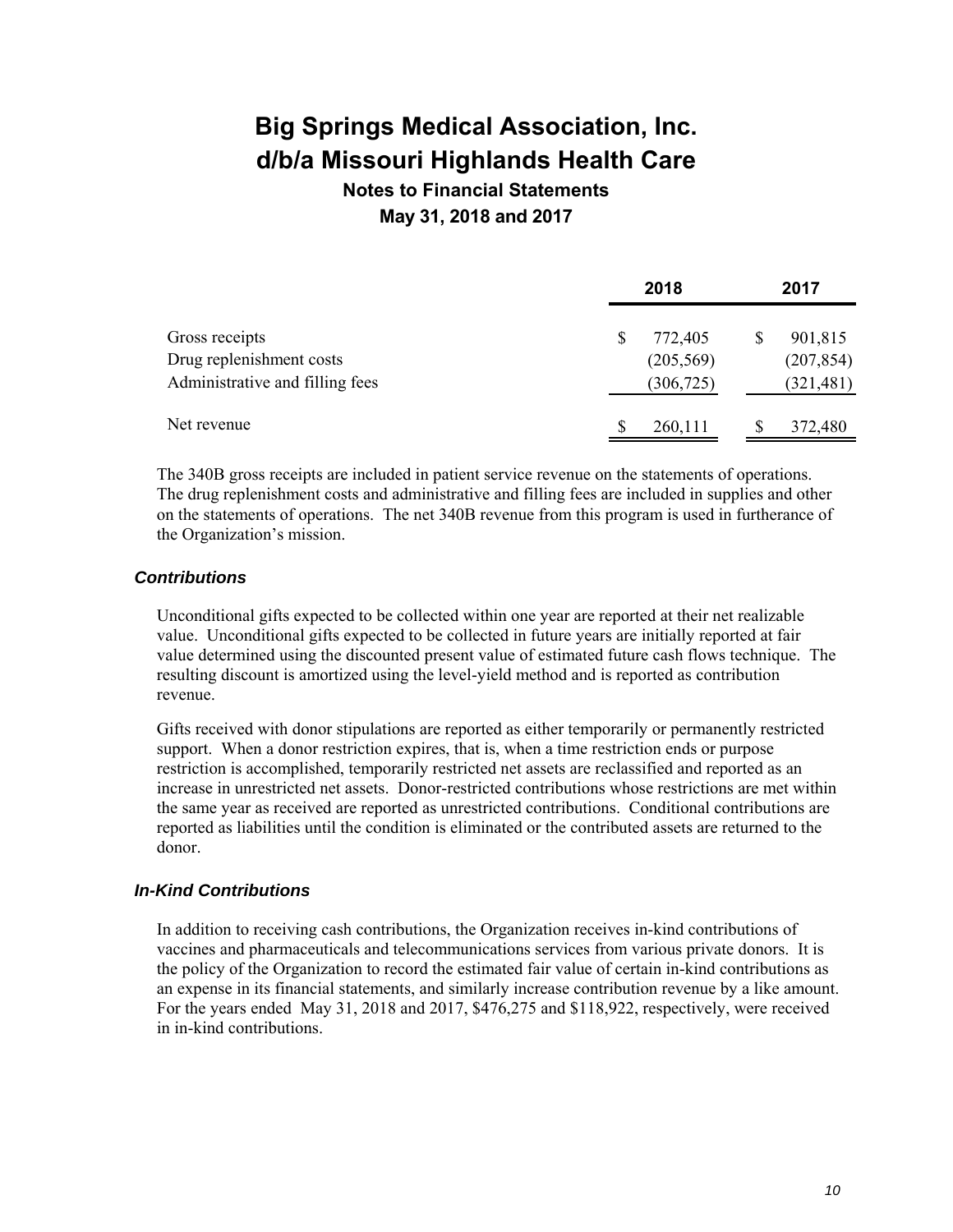|  | 2018 | 2017 |
| --- | --- | --- |
| Gross receipts | $ 772,405 | $ 901,815 |
| Drug replenishment costs | (205,569) | (207,854) |
| Administrative and filling fees | (306,725) | (321,481) |
| Net revenue | $ 260,111 | $ 372,480 |

The 340B gross receipts are included in patient service revenue on the statements of operations. The drug replenishment costs and administrative and filling fees are included in supplies and other on the statements of operations. The net 340B revenue from this program is used in furtherance of the Organization's mission.

### *Contributions*

Unconditional gifts expected to be collected within one year are reported at their net realizable value. Unconditional gifts expected to be collected in future years are initially reported at fair value determined using the discounted present value of estimated future cash flows technique. The resulting discount is amortized using the level-yield method and is reported as contribution revenue.

Gifts received with donor stipulations are reported as either temporarily or permanently restricted support. When a donor restriction expires, that is, when a time restriction ends or purpose restriction is accomplished, temporarily restricted net assets are reclassified and reported as an increase in unrestricted net assets. Donor-restricted contributions whose restrictions are met within the same year as received are reported as unrestricted contributions. Conditional contributions are reported as liabilities until the condition is eliminated or the contributed assets are returned to the donor.

### *In-Kind Contributions*

In addition to receiving cash contributions, the Organization receives in-kind contributions of vaccines and pharmaceuticals and telecommunications services from various private donors. It is the policy of the Organization to record the estimated fair value of certain in-kind contributions as an expense in its financial statements, and similarly increase contribution revenue by a like amount. For the years ended May 31, 2018 and 2017, $476,275 and $118,922, respectively, were received in in-kind contributions.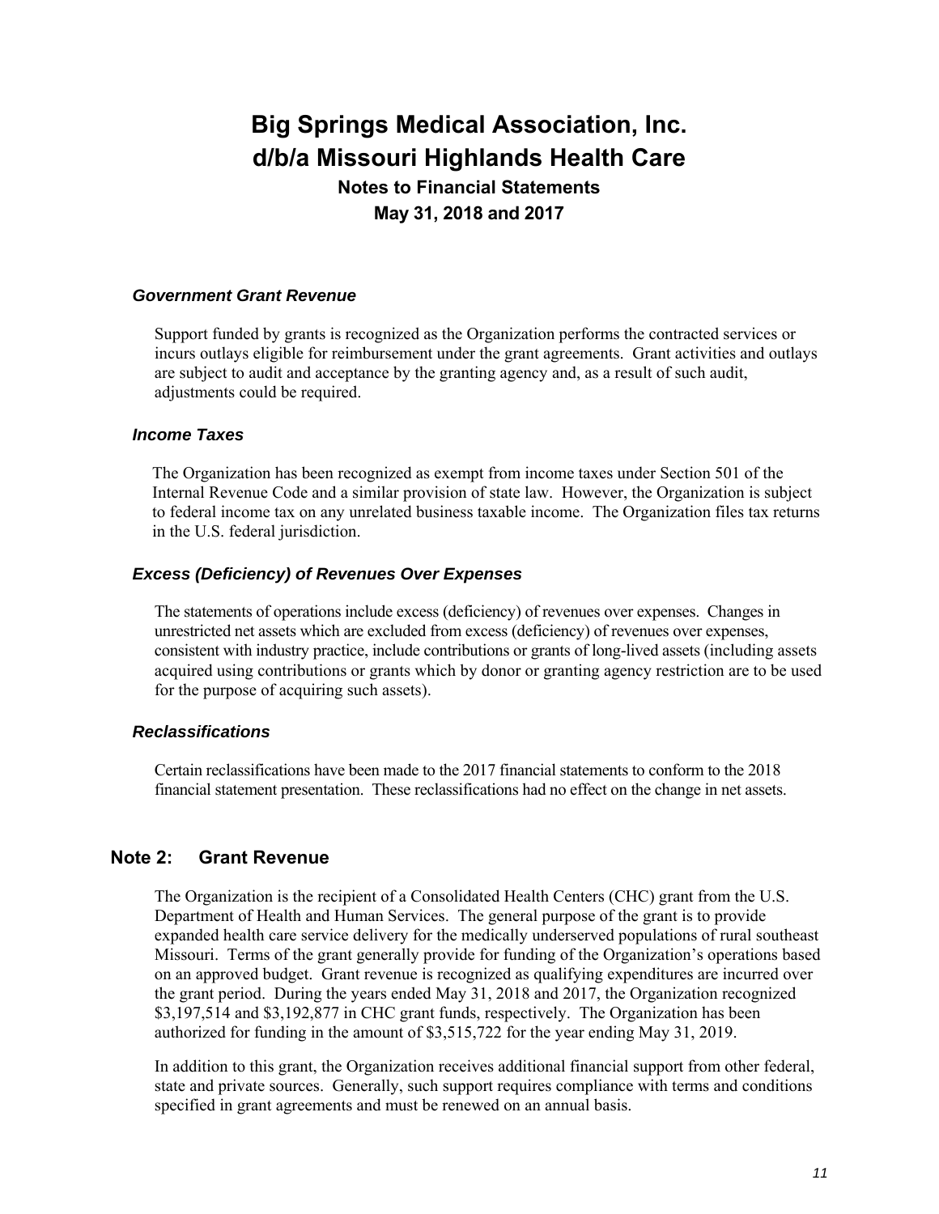### *Government Grant Revenue*

Support funded by grants is recognized as the Organization performs the contracted services or incurs outlays eligible for reimbursement under the grant agreements. Grant activities and outlays are subject to audit and acceptance by the granting agency and, as a result of such audit, adjustments could be required.

### *Income Taxes*

The Organization has been recognized as exempt from income taxes under Section 501 of the Internal Revenue Code and a similar provision of state law. However, the Organization is subject to federal income tax on any unrelated business taxable income. The Organization files tax returns in the U.S. federal jurisdiction.

### *Excess (Deficiency) of Revenues Over Expenses*

The statements of operations include excess (deficiency) of revenues over expenses. Changes in unrestricted net assets which are excluded from excess (deficiency) of revenues over expenses, consistent with industry practice, include contributions or grants of long-lived assets (including assets acquired using contributions or grants which by donor or granting agency restriction are to be used for the purpose of acquiring such assets).

### *Reclassifications*

Certain reclassifications have been made to the 2017 financial statements to conform to the 2018 financial statement presentation. These reclassifications had no effect on the change in net assets.

## Note 2: Grant Revenue

The Organization is the recipient of a Consolidated Health Centers (CHC) grant from the U.S. Department of Health and Human Services. The general purpose of the grant is to provide expanded health care service delivery for the medically underserved populations of rural southeast Missouri. Terms of the grant generally provide for funding of the Organization's operations based on an approved budget. Grant revenue is recognized as qualifying expenditures are incurred over the grant period. During the years ended May 31, 2018 and 2017, the Organization recognized \$3,197,514 and \$3,192,877 in CHC grant funds, respectively. The Organization has been authorized for funding in the amount of \$3,515,722 for the year ending May 31, 2019.

In addition to this grant, the Organization receives additional financial support from other federal, state and private sources. Generally, such support requires compliance with terms and conditions specified in grant agreements and must be renewed on an annual basis.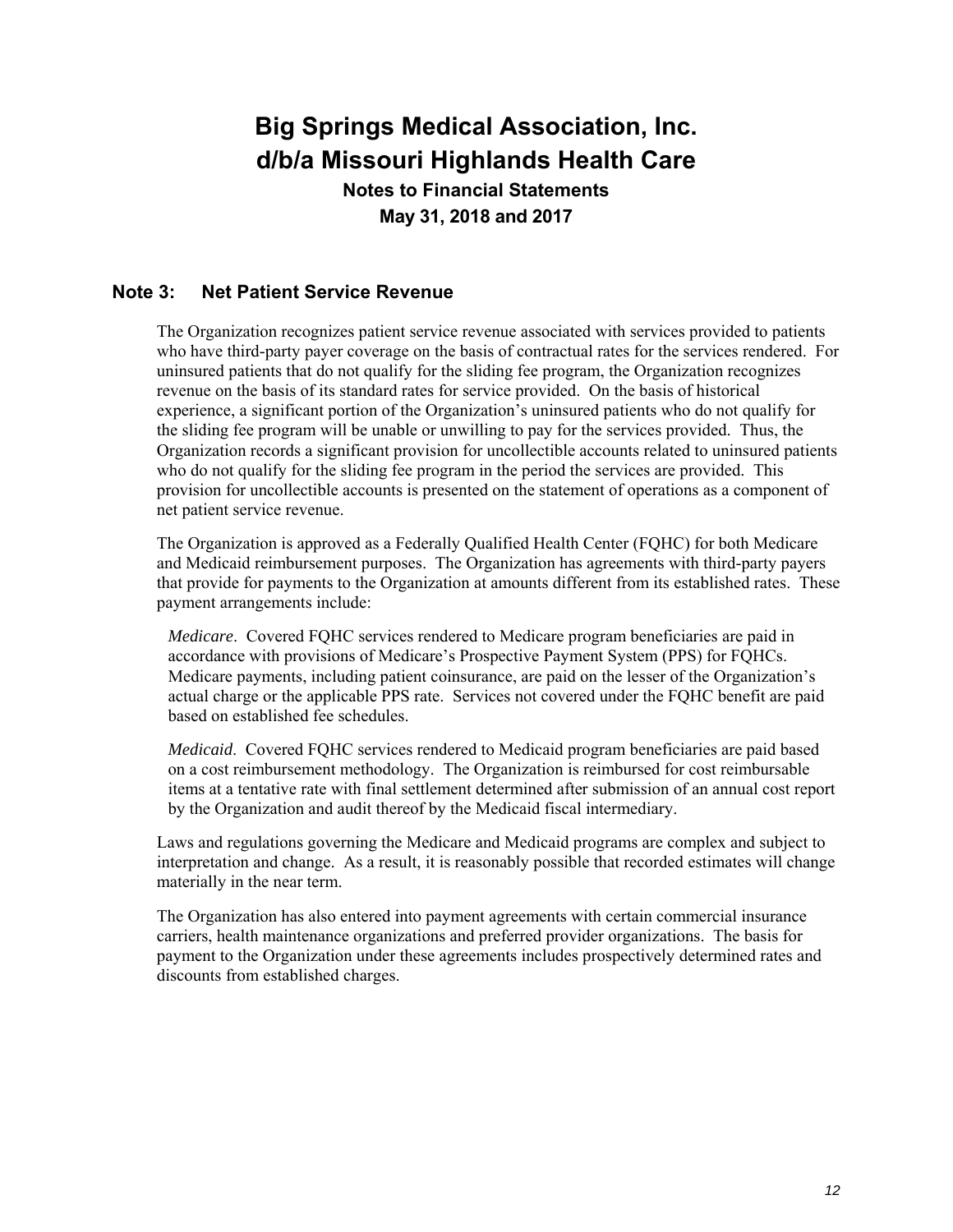# Big Springs Medical Association, Inc. d/b/a Missouri Highlands Health Care

**Notes to Financial Statements**
**May 31, 2018 and 2017**

## Note 3: Net Patient Service Revenue

The Organization recognizes patient service revenue associated with services provided to patients who have third-party payer coverage on the basis of contractual rates for the services rendered. For uninsured patients that do not qualify for the sliding fee program, the Organization recognizes revenue on the basis of its standard rates for service provided. On the basis of historical experience, a significant portion of the Organization's uninsured patients who do not qualify for the sliding fee program will be unable or unwilling to pay for the services provided. Thus, the Organization records a significant provision for uncollectible accounts related to uninsured patients who do not qualify for the sliding fee program in the period the services are provided. This provision for uncollectible accounts is presented on the statement of operations as a component of net patient service revenue.

The Organization is approved as a Federally Qualified Health Center (FQHC) for both Medicare and Medicaid reimbursement purposes. The Organization has agreements with third-party payers that provide for payments to the Organization at amounts different from its established rates. These payment arrangements include:

*Medicare*. Covered FQHC services rendered to Medicare program beneficiaries are paid in accordance with provisions of Medicare's Prospective Payment System (PPS) for FQHCs. Medicare payments, including patient coinsurance, are paid on the lesser of the Organization's actual charge or the applicable PPS rate. Services not covered under the FQHC benefit are paid based on established fee schedules.

*Medicaid*. Covered FQHC services rendered to Medicaid program beneficiaries are paid based on a cost reimbursement methodology. The Organization is reimbursed for cost reimbursable items at a tentative rate with final settlement determined after submission of an annual cost report by the Organization and audit thereof by the Medicaid fiscal intermediary.

Laws and regulations governing the Medicare and Medicaid programs are complex and subject to interpretation and change. As a result, it is reasonably possible that recorded estimates will change materially in the near term.

The Organization has also entered into payment agreements with certain commercial insurance carriers, health maintenance organizations and preferred provider organizations. The basis for payment to the Organization under these agreements includes prospectively determined rates and discounts from established charges.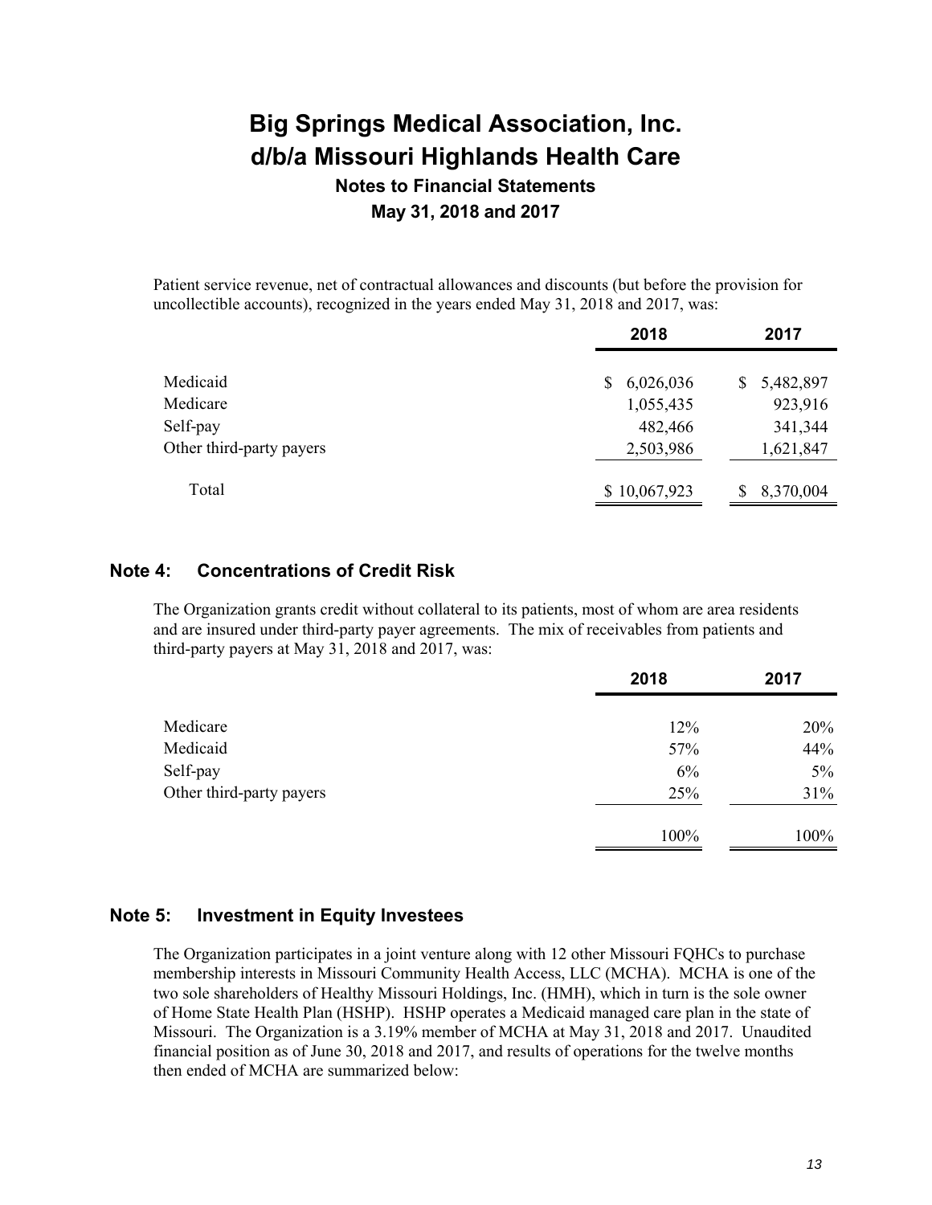Patient service revenue, net of contractual allowances and discounts (but before the provision for uncollectible accounts), recognized in the years ended May 31, 2018 and 2017, was:

| | 2018 | 2017 |
|---|---|---|
| Medicaid | $ 6,026,036 | $ 5,482,897 |
| Medicare | 1,055,435 | 923,916 |
| Self-pay | 482,466 | 341,344 |
| Other third-party payers | 2,503,986 | 1,621,847 |
| Total | $ 10,067,923 | $ 8,370,004 |

## Note 4: Concentrations of Credit Risk

The Organization grants credit without collateral to its patients, most of whom are area residents and are insured under third-party payer agreements. The mix of receivables from patients and third-party payers at May 31, 2018 and 2017, was:

| | 2018 | 2017 |
|---|---|---|
| Medicare | 12% | 20% |
| Medicaid | 57% | 44% |
| Self-pay | 6% | 5% |
| Other third-party payers | 25% | 31% |
| | 100% | 100% |

## Note 5: Investment in Equity Investees

The Organization participates in a joint venture along with 12 other Missouri FQHCs to purchase membership interests in Missouri Community Health Access, LLC (MCHA). MCHA is one of the two sole shareholders of Healthy Missouri Holdings, Inc. (HMH), which in turn is the sole owner of Home State Health Plan (HSHP). HSHP operates a Medicaid managed care plan in the state of Missouri. The Organization is a 3.19% member of MCHA at May 31, 2018 and 2017. Unaudited financial position as of June 30, 2018 and 2017, and results of operations for the twelve months then ended of MCHA are summarized below: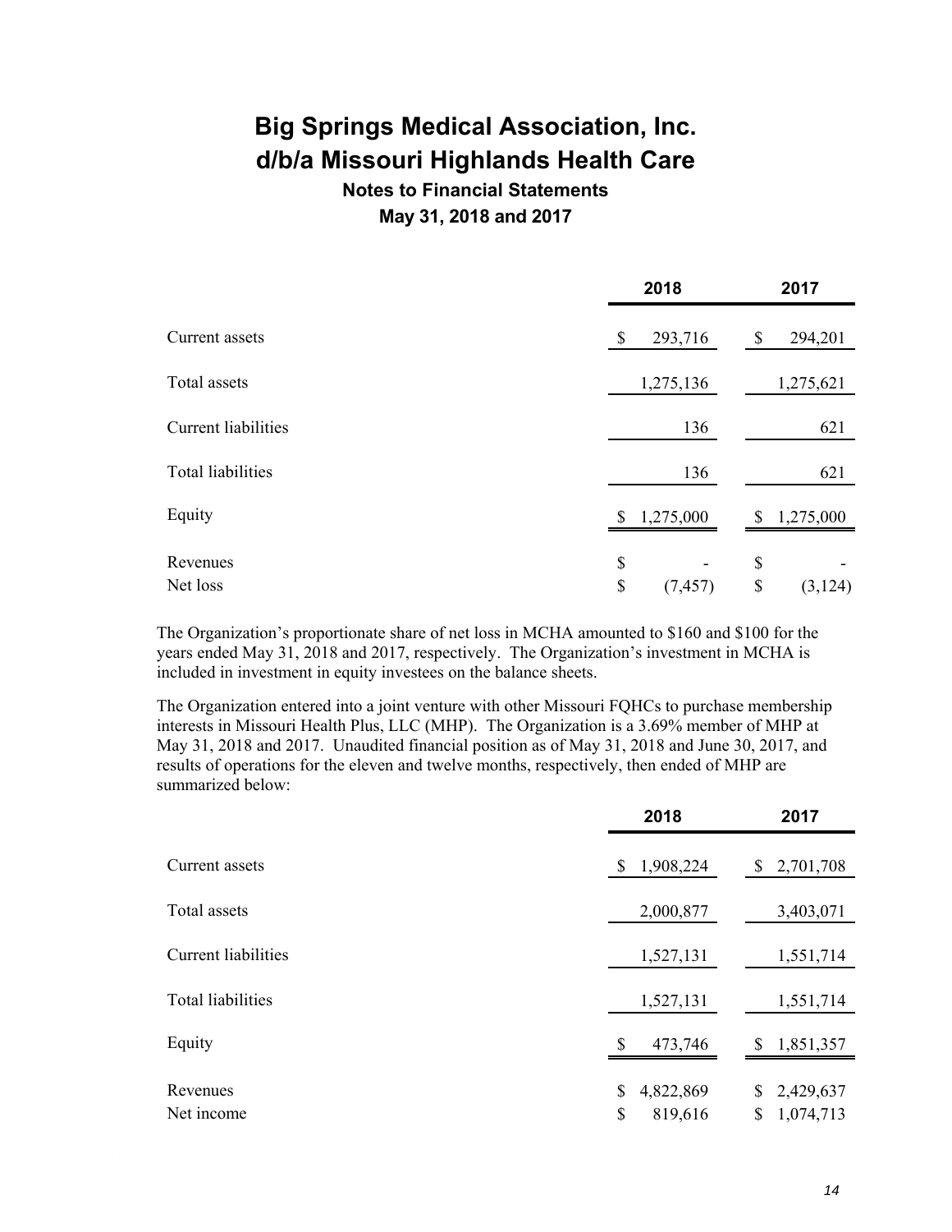# Big Springs Medical Association, Inc. d/b/a Missouri Highlands Health Care

**Notes to Financial Statements**

**May 31, 2018 and 2017**

| | 2018 | 2017 |
|---|---|---|
| Current assets | $ 293,716 | $ 294,201 |
| Total assets | 1,275,136 | 1,275,621 |
| Current liabilities | 136 | 621 |
| Total liabilities | 136 | 621 |
| Equity | $ 1,275,000 | $ 1,275,000 |
| Revenues | $ - | $ - |
| Net loss | $ (7,457) | $ (3,124) |

The Organization's proportionate share of net loss in MCHA amounted to $160 and $100 for the years ended May 31, 2018 and 2017, respectively. The Organization's investment in MCHA is included in investment in equity investees on the balance sheets.

The Organization entered into a joint venture with other Missouri FQHCs to purchase membership interests in Missouri Health Plus, LLC (MHP). The Organization is a 3.69% member of MHP at May 31, 2018 and 2017. Unaudited financial position as of May 31, 2018 and June 30, 2017, and results of operations for the eleven and twelve months, respectively, then ended of MHP are summarized below:

| | 2018 | 2017 |
|---|---|---|
| Current assets | $ 1,908,224 | $ 2,701,708 |
| Total assets | 2,000,877 | 3,403,071 |
| Current liabilities | 1,527,131 | 1,551,714 |
| Total liabilities | 1,527,131 | 1,551,714 |
| Equity | $ 473,746 | $ 1,851,357 |
| Revenues | $ 4,822,869 | $ 2,429,637 |
| Net income | $ 819,616 | $ 1,074,713 |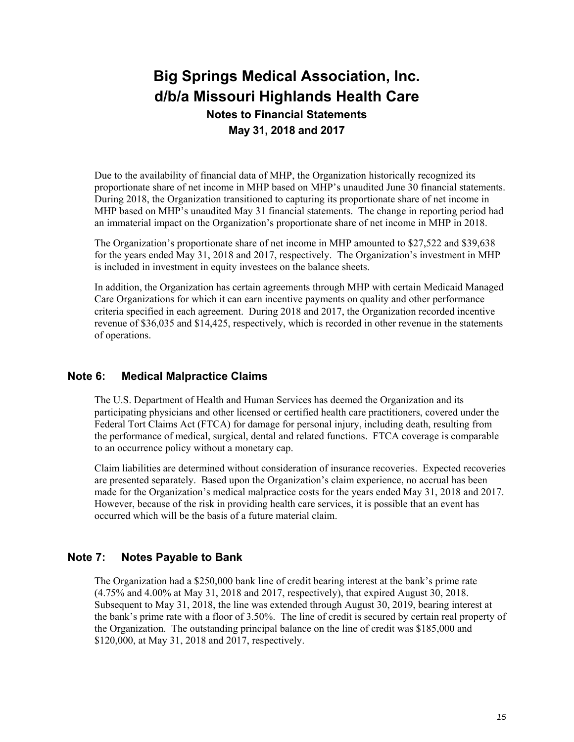Due to the availability of financial data of MHP, the Organization historically recognized its proportionate share of net income in MHP based on MHP's unaudited June 30 financial statements. During 2018, the Organization transitioned to capturing its proportionate share of net income in MHP based on MHP's unaudited May 31 financial statements. The change in reporting period had an immaterial impact on the Organization's proportionate share of net income in MHP in 2018.

The Organization's proportionate share of net income in MHP amounted to $27,522 and $39,638 for the years ended May 31, 2018 and 2017, respectively. The Organization's investment in MHP is included in investment in equity investees on the balance sheets.

In addition, the Organization has certain agreements through MHP with certain Medicaid Managed Care Organizations for which it can earn incentive payments on quality and other performance criteria specified in each agreement. During 2018 and 2017, the Organization recorded incentive revenue of $36,035 and $14,425, respectively, which is recorded in other revenue in the statements of operations.

## Note 6: Medical Malpractice Claims

The U.S. Department of Health and Human Services has deemed the Organization and its participating physicians and other licensed or certified health care practitioners, covered under the Federal Tort Claims Act (FTCA) for damage for personal injury, including death, resulting from the performance of medical, surgical, dental and related functions. FTCA coverage is comparable to an occurrence policy without a monetary cap.

Claim liabilities are determined without consideration of insurance recoveries. Expected recoveries are presented separately. Based upon the Organization's claim experience, no accrual has been made for the Organization's medical malpractice costs for the years ended May 31, 2018 and 2017. However, because of the risk in providing health care services, it is possible that an event has occurred which will be the basis of a future material claim.

## Note 7: Notes Payable to Bank

The Organization had a $250,000 bank line of credit bearing interest at the bank's prime rate (4.75% and 4.00% at May 31, 2018 and 2017, respectively), that expired August 30, 2018. Subsequent to May 31, 2018, the line was extended through August 30, 2019, bearing interest at the bank's prime rate with a floor of 3.50%. The line of credit is secured by certain real property of the Organization. The outstanding principal balance on the line of credit was $185,000 and $120,000, at May 31, 2018 and 2017, respectively.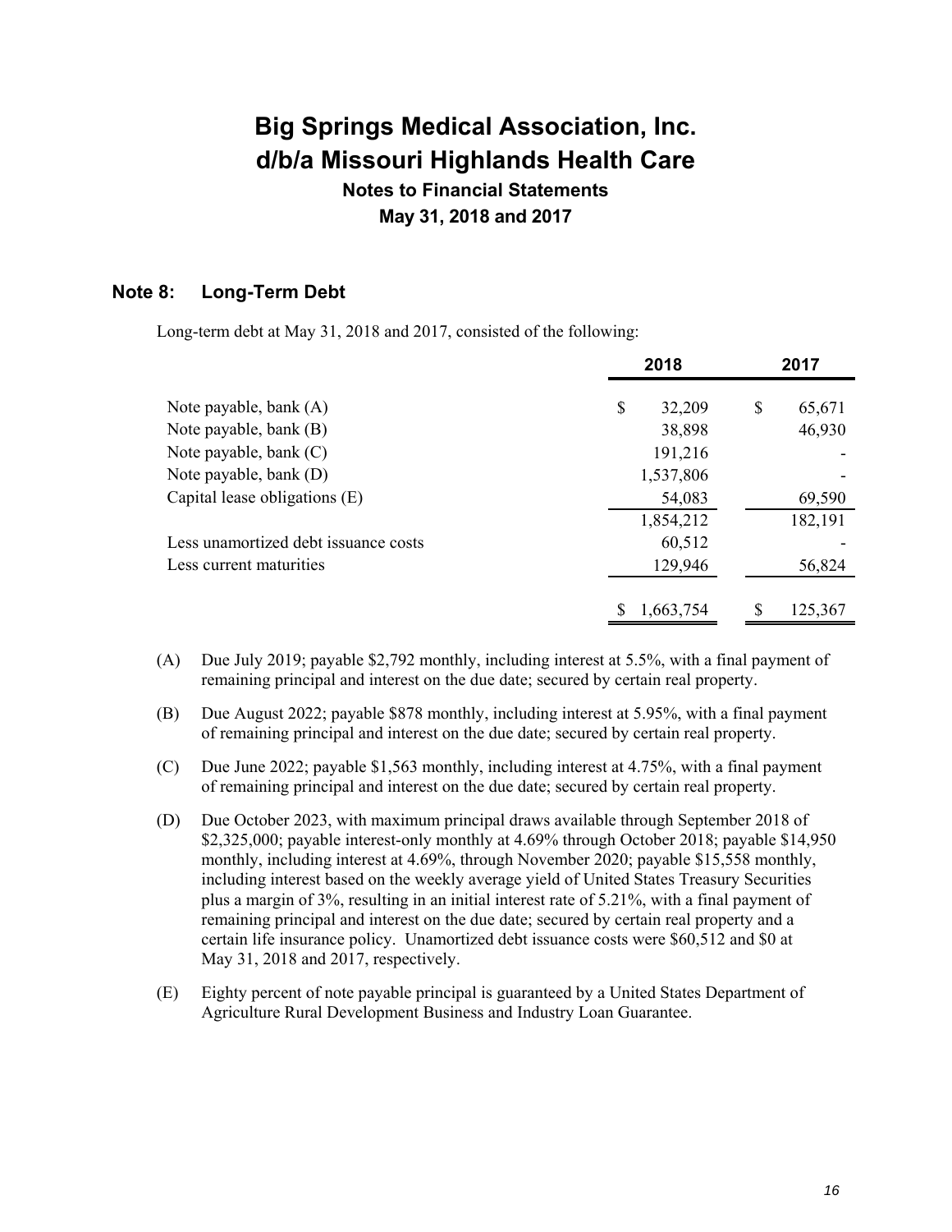# Big Springs Medical Association, Inc.
# d/b/a Missouri Highlands Health Care

### Notes to Financial Statements
### May 31, 2018 and 2017

## Note 8: Long-Term Debt

Long-term debt at May 31, 2018 and 2017, consisted of the following:

| | 2018 | 2017 |
|---|---|---|
| Note payable, bank (A) | $ 32,209 | $ 65,671 |
| Note payable, bank (B) | 38,898 | 46,930 |
| Note payable, bank (C) | 191,216 | - |
| Note payable, bank (D) | 1,537,806 | - |
| Capital lease obligations (E) | 54,083 | 69,590 |
| | 1,854,212 | 182,191 |
| Less unamortized debt issuance costs | 60,512 | - |
| Less current maturities | 129,946 | 56,824 |
| | $ 1,663,754 | $ 125,367 |

(A) Due July 2019; payable $2,792 monthly, including interest at 5.5%, with a final payment of remaining principal and interest on the due date; secured by certain real property.

(B) Due August 2022; payable $878 monthly, including interest at 5.95%, with a final payment of remaining principal and interest on the due date; secured by certain real property.

(C) Due June 2022; payable $1,563 monthly, including interest at 4.75%, with a final payment of remaining principal and interest on the due date; secured by certain real property.

(D) Due October 2023, with maximum principal draws available through September 2018 of $2,325,000; payable interest-only monthly at 4.69% through October 2018; payable $14,950 monthly, including interest at 4.69%, through November 2020; payable $15,558 monthly, including interest based on the weekly average yield of United States Treasury Securities plus a margin of 3%, resulting in an initial interest rate of 5.21%, with a final payment of remaining principal and interest on the due date; secured by certain real property and a certain life insurance policy. Unamortized debt issuance costs were $60,512 and $0 at May 31, 2018 and 2017, respectively.

(E) Eighty percent of note payable principal is guaranteed by a United States Department of Agriculture Rural Development Business and Industry Loan Guarantee.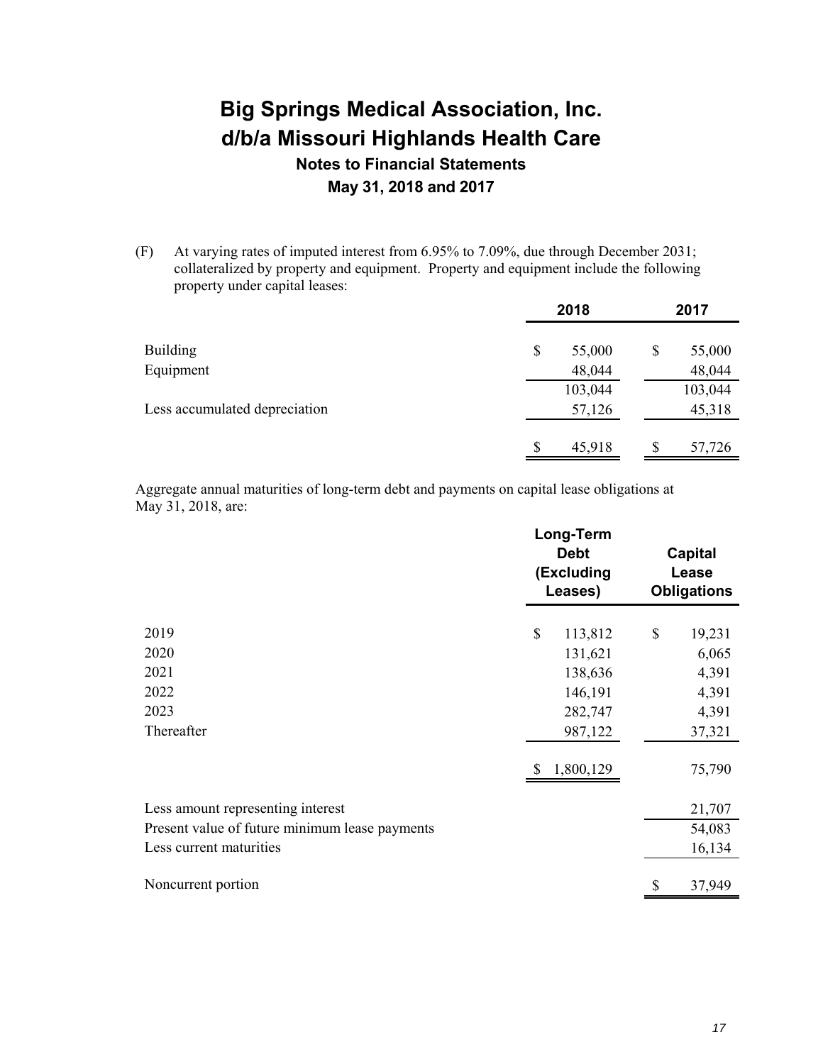# Big Springs Medical Association, Inc.
# d/b/a Missouri Highlands Health Care

## Notes to Financial Statements

## May 31, 2018 and 2017

(F) At varying rates of imputed interest from 6.95% to 7.09%, due through December 2031; collateralized by property and equipment. Property and equipment include the following property under capital leases:

| | 2018 | 2017 |
|---|---|---|
| Building | $ 55,000 | $ 55,000 |
| Equipment | 48,044 | 48,044 |
| | 103,044 | 103,044 |
| Less accumulated depreciation | 57,126 | 45,318 |
| | $ 45,918 | $ 57,726 |

Aggregate annual maturities of long-term debt and payments on capital lease obligations at May 31, 2018, are:

| | Long-Term Debt (Excluding Leases) | Capital Lease Obligations |
|---|---|---|
| 2019 | $ 113,812 | $ 19,231 |
| 2020 | 131,621 | 6,065 |
| 2021 | 138,636 | 4,391 |
| 2022 | 146,191 | 4,391 |
| 2023 | 282,747 | 4,391 |
| Thereafter | 987,122 | 37,321 |
| | $ 1,800,129 | 75,790 |
| Less amount representing interest | | 21,707 |
| Present value of future minimum lease payments | | 54,083 |
| Less current maturities | | 16,134 |
| Noncurrent portion | | $ 37,949 |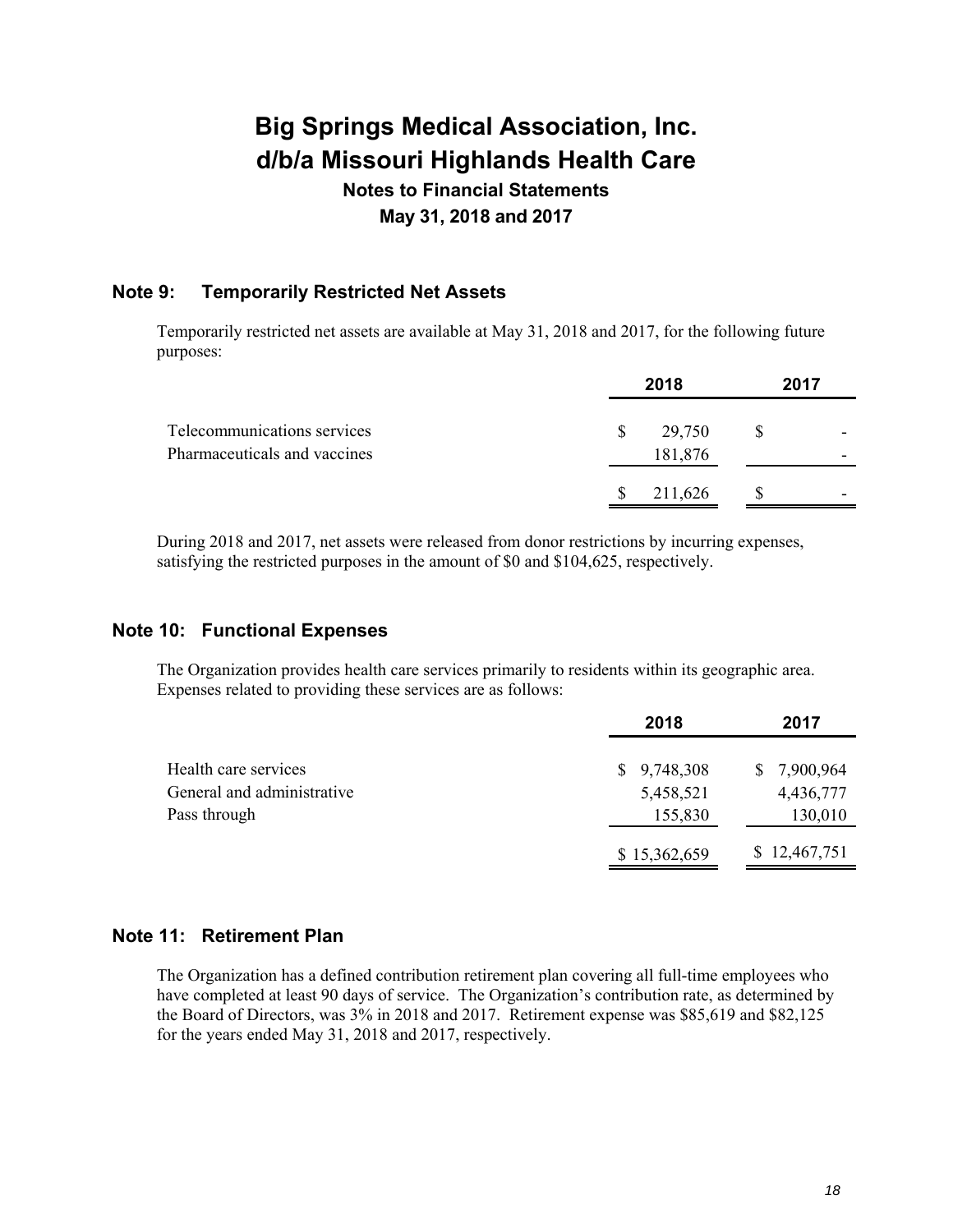# Big Springs Medical Association, Inc.
# d/b/a Missouri Highlands Health Care

### Notes to Financial Statements
### May 31, 2018 and 2017

## Note 9: Temporarily Restricted Net Assets

Temporarily restricted net assets are available at May 31, 2018 and 2017, for the following future purposes:

| | 2018 | 2017 |
|---|---|---|
| Telecommunications services | $ 29,750 | $ - |
| Pharmaceuticals and vaccines | 181,876 | - |
| | $ 211,626 | $ - |

During 2018 and 2017, net assets were released from donor restrictions by incurring expenses, satisfying the restricted purposes in the amount of $0 and $104,625, respectively.

## Note 10: Functional Expenses

The Organization provides health care services primarily to residents within its geographic area. Expenses related to providing these services are as follows:

| | 2018 | 2017 |
|---|---|---|
| Health care services | $ 9,748,308 | $ 7,900,964 |
| General and administrative | 5,458,521 | 4,436,777 |
| Pass through | 155,830 | 130,010 |
| | $ 15,362,659 | $ 12,467,751 |

## Note 11: Retirement Plan

The Organization has a defined contribution retirement plan covering all full-time employees who have completed at least 90 days of service. The Organization's contribution rate, as determined by the Board of Directors, was 3% in 2018 and 2017. Retirement expense was $85,619 and $82,125 for the years ended May 31, 2018 and 2017, respectively.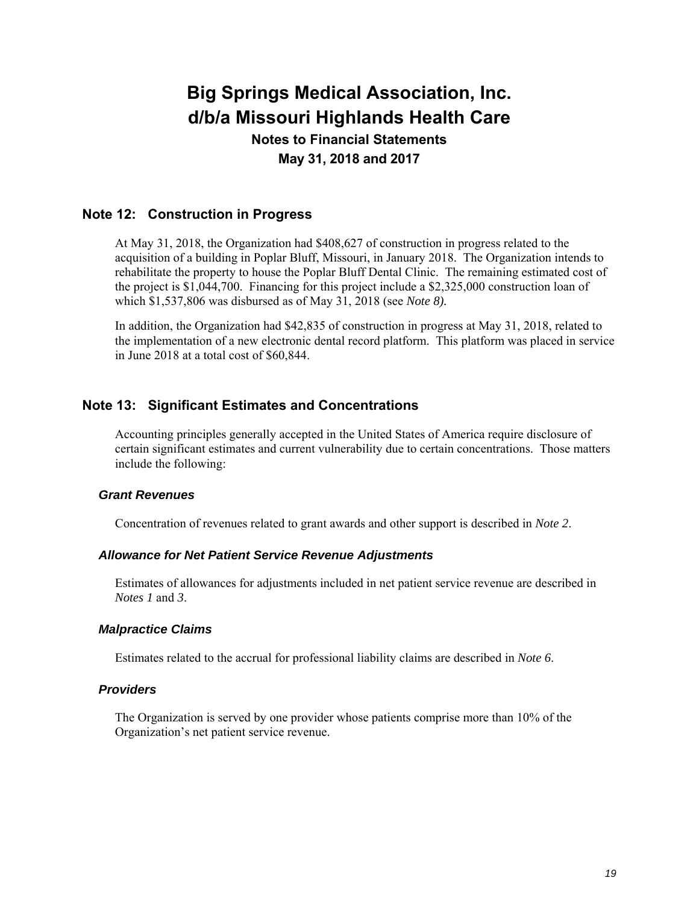# Big Springs Medical Association, Inc.
# d/b/a Missouri Highlands Health Care

**Notes to Financial Statements**
**May 31, 2018 and 2017**

## Note 12: Construction in Progress

At May 31, 2018, the Organization had $408,627 of construction in progress related to the acquisition of a building in Poplar Bluff, Missouri, in January 2018. The Organization intends to rehabilitate the property to house the Poplar Bluff Dental Clinic. The remaining estimated cost of the project is $1,044,700. Financing for this project include a $2,325,000 construction loan of which $1,537,806 was disbursed as of May 31, 2018 (see *Note 8).*

In addition, the Organization had $42,835 of construction in progress at May 31, 2018, related to the implementation of a new electronic dental record platform. This platform was placed in service in June 2018 at a total cost of $60,844.

## Note 13: Significant Estimates and Concentrations

Accounting principles generally accepted in the United States of America require disclosure of certain significant estimates and current vulnerability due to certain concentrations. Those matters include the following:

### *Grant Revenues*

Concentration of revenues related to grant awards and other support is described in *Note 2*.

### *Allowance for Net Patient Service Revenue Adjustments*

Estimates of allowances for adjustments included in net patient service revenue are described in *Notes 1* and *3*.

### *Malpractice Claims*

Estimates related to the accrual for professional liability claims are described in *Note 6*.

### *Providers*

The Organization is served by one provider whose patients comprise more than 10% of the Organization's net patient service revenue.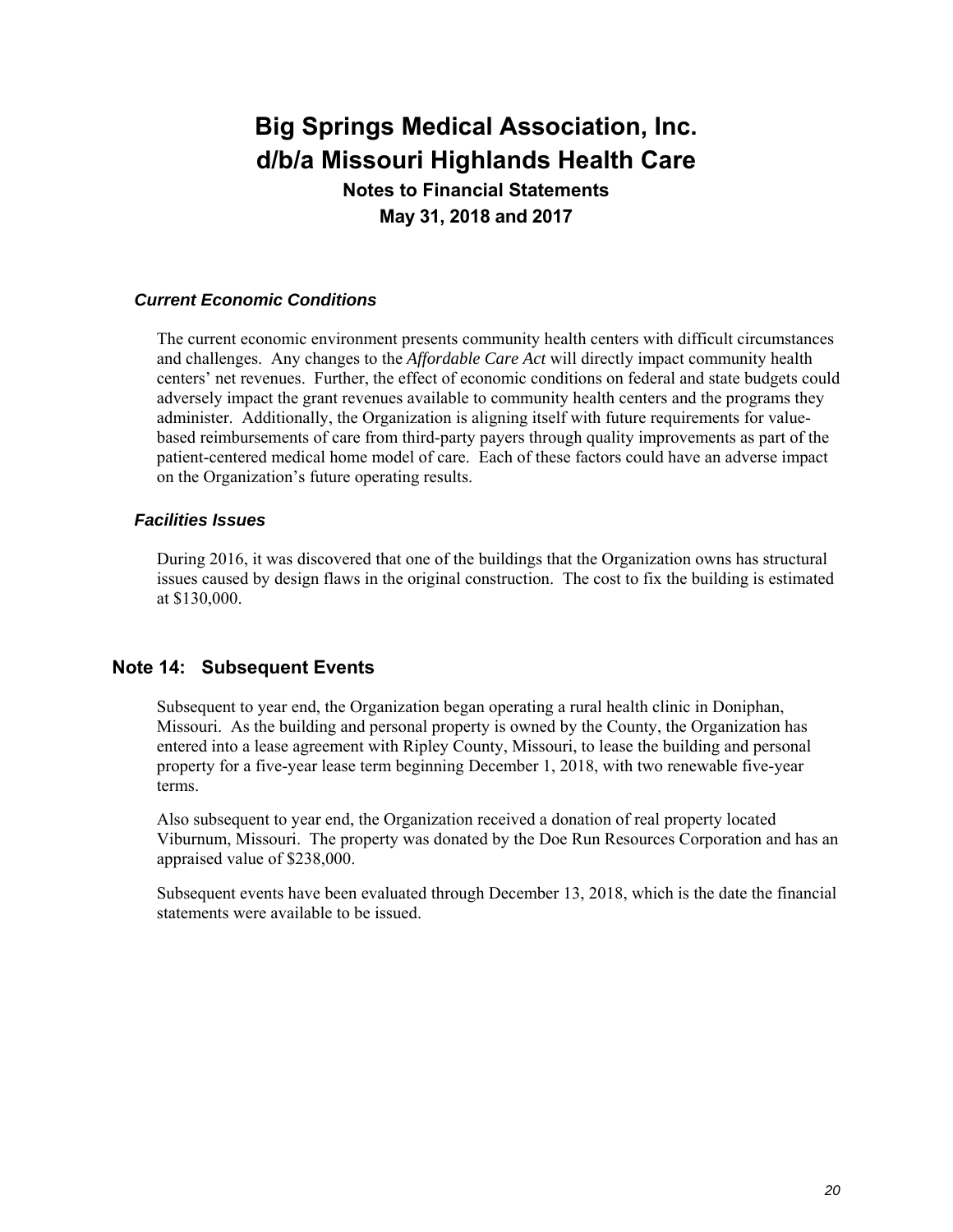# Big Springs Medical Association, Inc.
# d/b/a Missouri Highlands Health Care
## Notes to Financial Statements
## May 31, 2018 and 2017

### *Current Economic Conditions*

The current economic environment presents community health centers with difficult circumstances and challenges. Any changes to the *Affordable Care Act* will directly impact community health centers' net revenues. Further, the effect of economic conditions on federal and state budgets could adversely impact the grant revenues available to community health centers and the programs they administer. Additionally, the Organization is aligning itself with future requirements for value-based reimbursements of care from third-party payers through quality improvements as part of the patient-centered medical home model of care. Each of these factors could have an adverse impact on the Organization's future operating results.

### *Facilities Issues*

During 2016, it was discovered that one of the buildings that the Organization owns has structural issues caused by design flaws in the original construction. The cost to fix the building is estimated at $130,000.

## Note 14: Subsequent Events

Subsequent to year end, the Organization began operating a rural health clinic in Doniphan, Missouri. As the building and personal property is owned by the County, the Organization has entered into a lease agreement with Ripley County, Missouri, to lease the building and personal property for a five-year lease term beginning December 1, 2018, with two renewable five-year terms.

Also subsequent to year end, the Organization received a donation of real property located Viburnum, Missouri. The property was donated by the Doe Run Resources Corporation and has an appraised value of $238,000.

Subsequent events have been evaluated through December 13, 2018, which is the date the financial statements were available to be issued.